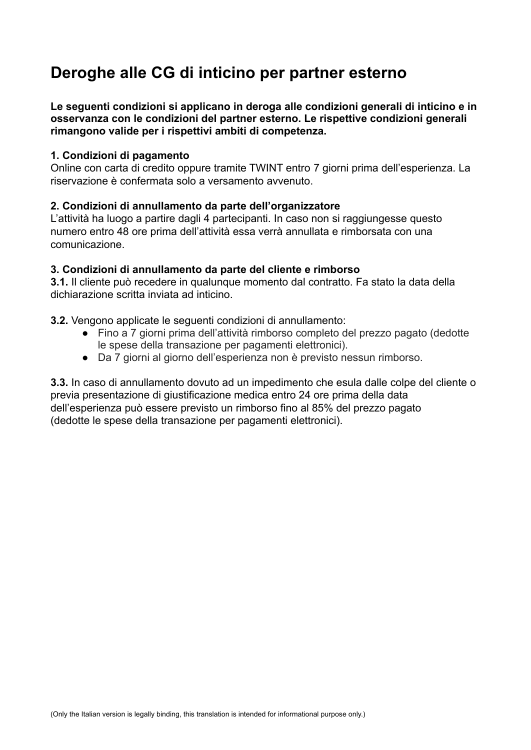# Deroghe alle CG di inticino per partner esterno

**Le seguenti condizioni si applicano in deroga alle condizioni generali di inticino e in osservanza con le condizioni del partner esterno. Le rispettive condizioni generali rimangono valide per i rispettivi ambiti di competenza.**

**1. Condizioni di pagamento**
Online con carta di credito oppure tramite TWINT entro 7 giorni prima dell'esperienza. La riservazione è confermata solo a versamento avvenuto.

**2. Condizioni di annullamento da parte dell'organizzatore**
L'attività ha luogo a partire dagli 4 partecipanti. In caso non si raggiungesse questo numero entro 48 ore prima dell'attività essa verrà annullata e rimborsata con una comunicazione.

**3. Condizioni di annullamento da parte del cliente e rimborso**
**3.1.** Il cliente può recedere in qualunque momento dal contratto. Fa stato la data della dichiarazione scritta inviata ad inticino.

**3.2.** Vengono applicate le seguenti condizioni di annullamento:

- Fino a 7 giorni prima dell'attività rimborso completo del prezzo pagato (dedotte le spese della transazione per pagamenti elettronici).
- Da 7 giorni al giorno dell'esperienza non è previsto nessun rimborso.

**3.3.** In caso di annullamento dovuto ad un impedimento che esula dalle colpe del cliente o previa presentazione di giustificazione medica entro 24 ore prima della data dell'esperienza può essere previsto un rimborso fino al 85% del prezzo pagato (dedotte le spese della transazione per pagamenti elettronici).

(Only the Italian version is legally binding, this translation is intended for informational purpose only.)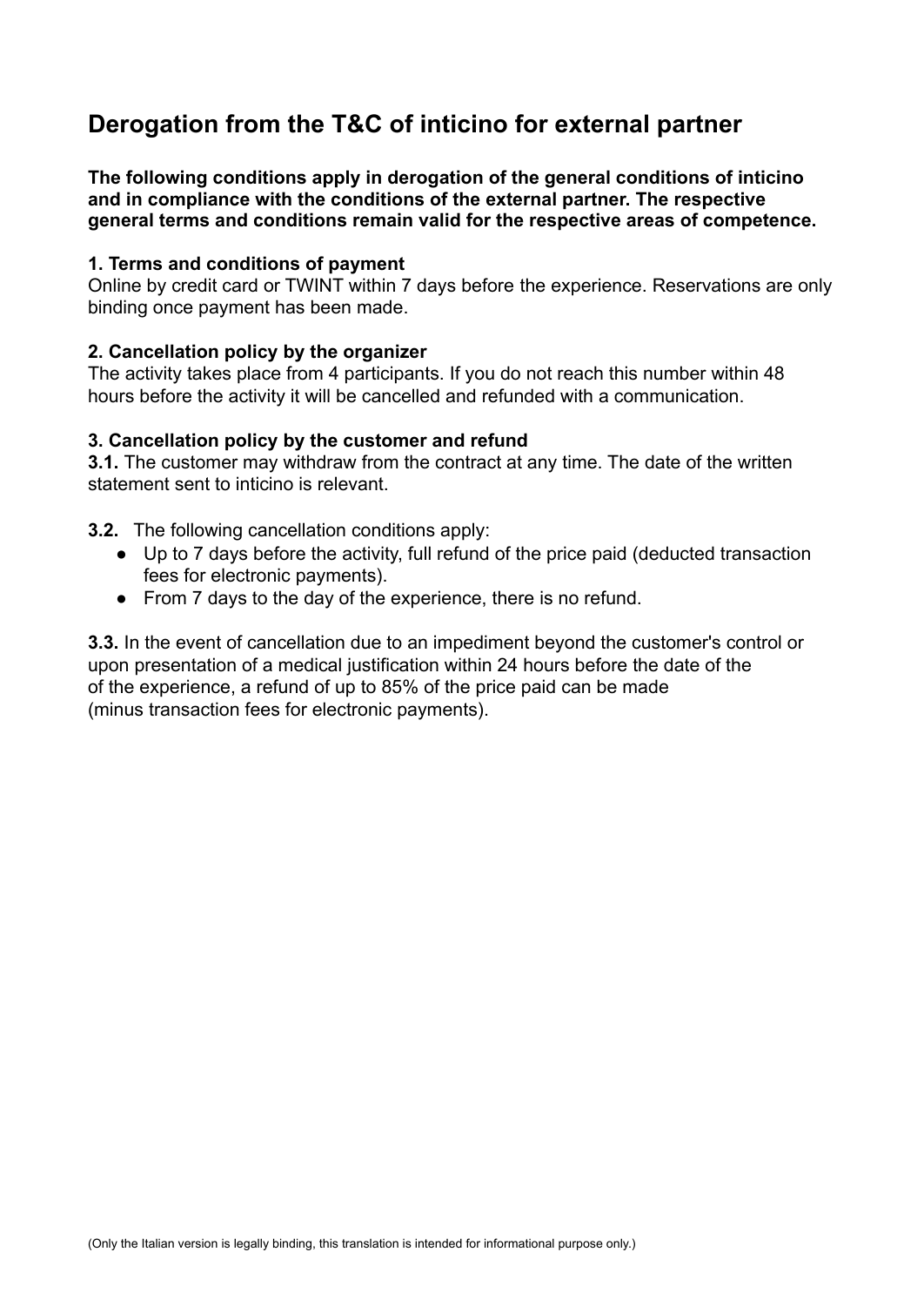## Derogation from the T&C of inticino for external partner

**The following conditions apply in derogation of the general conditions of inticino and in compliance with the conditions of the external partner. The respective general terms and conditions remain valid for the respective areas of competence.**

**1. Terms and conditions of payment**
Online by credit card or TWINT within 7 days before the experience. Reservations are only binding once payment has been made.

**2. Cancellation policy by the organizer**
The activity takes place from 4 participants. If you do not reach this number within 48 hours before the activity it will be cancelled and refunded with a communication.

**3. Cancellation policy by the customer and refund**
**3.1.** The customer may withdraw from the contract at any time. The date of the written statement sent to inticino is relevant.

**3.2.** The following cancellation conditions apply:

- Up to 7 days before the activity, full refund of the price paid (deducted transaction fees for electronic payments).
- From 7 days to the day of the experience, there is no refund.

**3.3.** In the event of cancellation due to an impediment beyond the customer's control or upon presentation of a medical justification within 24 hours before the date of the of the experience, a refund of up to 85% of the price paid can be made (minus transaction fees for electronic payments).

(Only the Italian version is legally binding, this translation is intended for informational purpose only.)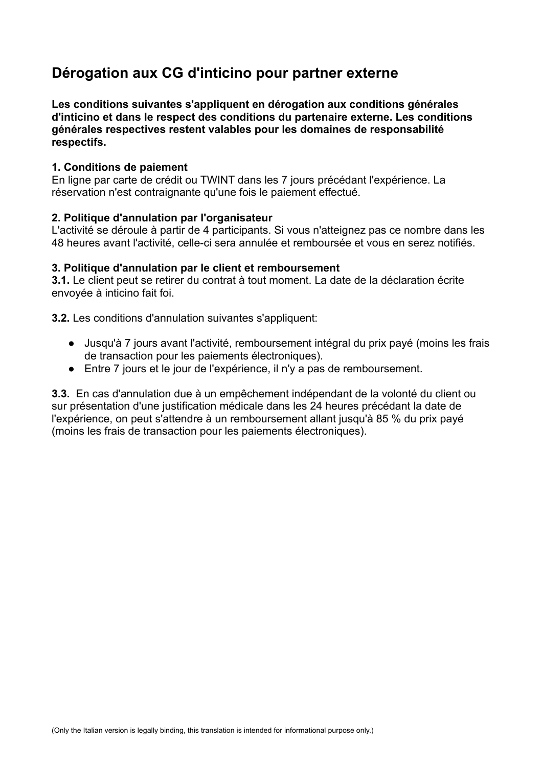# Dérogation aux CG d'inticino pour partner externe

**Les conditions suivantes s'appliquent en dérogation aux conditions générales d'inticino et dans le respect des conditions du partenaire externe. Les conditions générales respectives restent valables pour les domaines de responsabilité respectifs.**

**1. Conditions de paiement**
En ligne par carte de crédit ou TWINT dans les 7 jours précédant l'expérience. La réservation n'est contraignante qu'une fois le paiement effectué.

**2. Politique d'annulation par l'organisateur**
L'activité se déroule à partir de 4 participants. Si vous n'atteignez pas ce nombre dans les 48 heures avant l'activité, celle-ci sera annulée et remboursée et vous en serez notifiés.

**3. Politique d'annulation par le client et remboursement**
**3.1.** Le client peut se retirer du contrat à tout moment. La date de la déclaration écrite envoyée à inticino fait foi.

**3.2.** Les conditions d'annulation suivantes s'appliquent:

- Jusqu'à 7 jours avant l'activité, remboursement intégral du prix payé (moins les frais de transaction pour les paiements électroniques).
- Entre 7 jours et le jour de l'expérience, il n'y a pas de remboursement.

**3.3.** En cas d'annulation due à un empêchement indépendant de la volonté du client ou sur présentation d'une justification médicale dans les 24 heures précédant la date de l'expérience, on peut s'attendre à un remboursement allant jusqu'à 85 % du prix payé (moins les frais de transaction pour les paiements électroniques).

(Only the Italian version is legally binding, this translation is intended for informational purpose only.)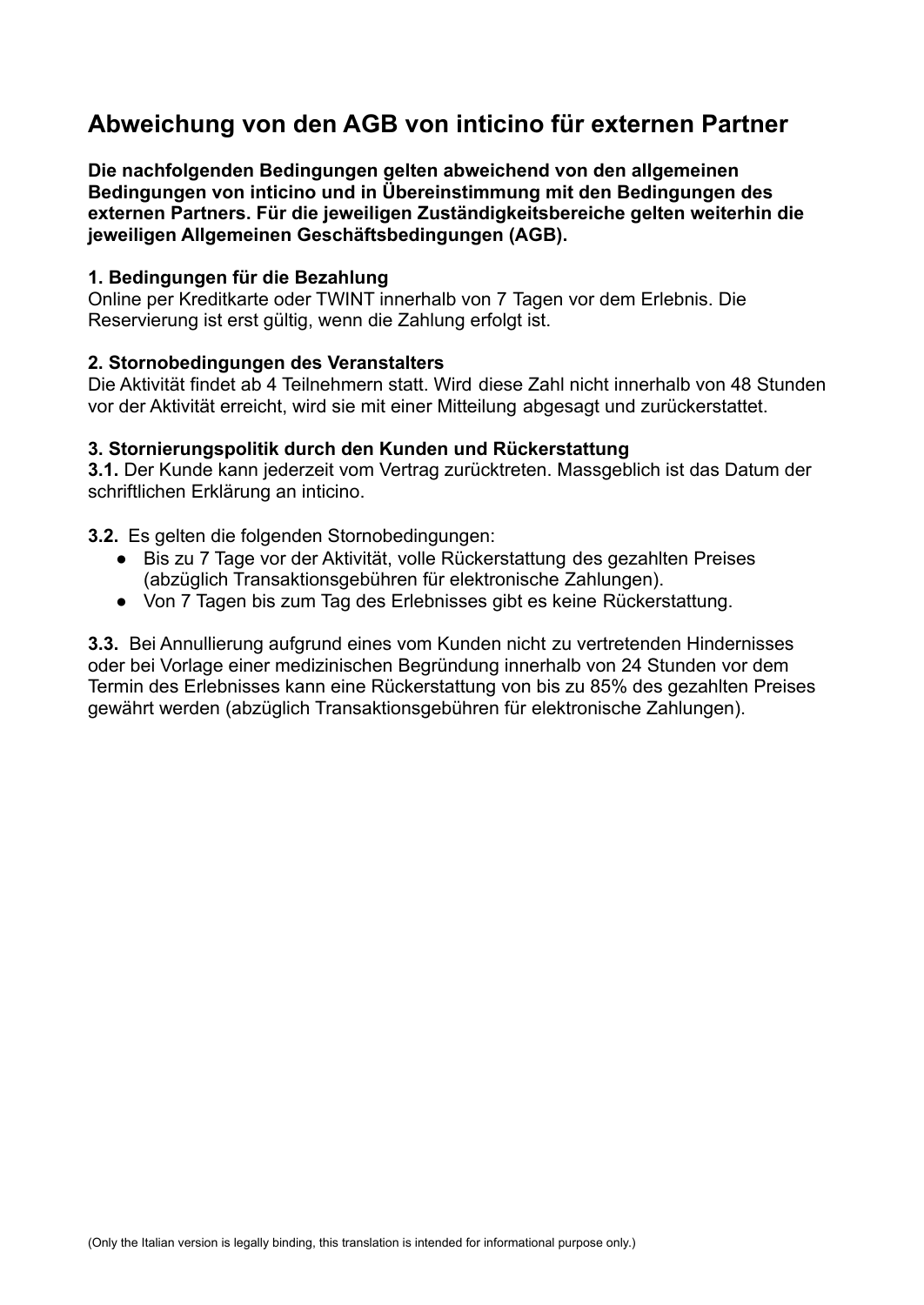## Abweichung von den AGB von inticino für externen Partner

**Die nachfolgenden Bedingungen gelten abweichend von den allgemeinen Bedingungen von inticino und in Übereinstimmung mit den Bedingungen des externen Partners. Für die jeweiligen Zuständigkeitsbereiche gelten weiterhin die jeweiligen Allgemeinen Geschäftsbedingungen (AGB).**

**1. Bedingungen für die Bezahlung**
Online per Kreditkarte oder TWINT innerhalb von 7 Tagen vor dem Erlebnis. Die Reservierung ist erst gültig, wenn die Zahlung erfolgt ist.

**2. Stornobedingungen des Veranstalters**
Die Aktivität findet ab 4 Teilnehmern statt. Wird diese Zahl nicht innerhalb von 48 Stunden vor der Aktivität erreicht, wird sie mit einer Mitteilung abgesagt und zurückerstattet.

**3. Stornierungspolitik durch den Kunden und Rückerstattung**
**3.1.** Der Kunde kann jederzeit vom Vertrag zurücktreten. Massgeblich ist das Datum der schriftlichen Erklärung an inticino.

**3.2.** Es gelten die folgenden Stornobedingungen:

- Bis zu 7 Tage vor der Aktivität, volle Rückerstattung des gezahlten Preises (abzüglich Transaktionsgebühren für elektronische Zahlungen).
- Von 7 Tagen bis zum Tag des Erlebnisses gibt es keine Rückerstattung.

**3.3.** Bei Annullierung aufgrund eines vom Kunden nicht zu vertretenden Hindernisses oder bei Vorlage einer medizinischen Begründung innerhalb von 24 Stunden vor dem Termin des Erlebnisses kann eine Rückerstattung von bis zu 85% des gezahlten Preises gewährt werden (abzüglich Transaktionsgebühren für elektronische Zahlungen).

(Only the Italian version is legally binding, this translation is intended for informational purpose only.)